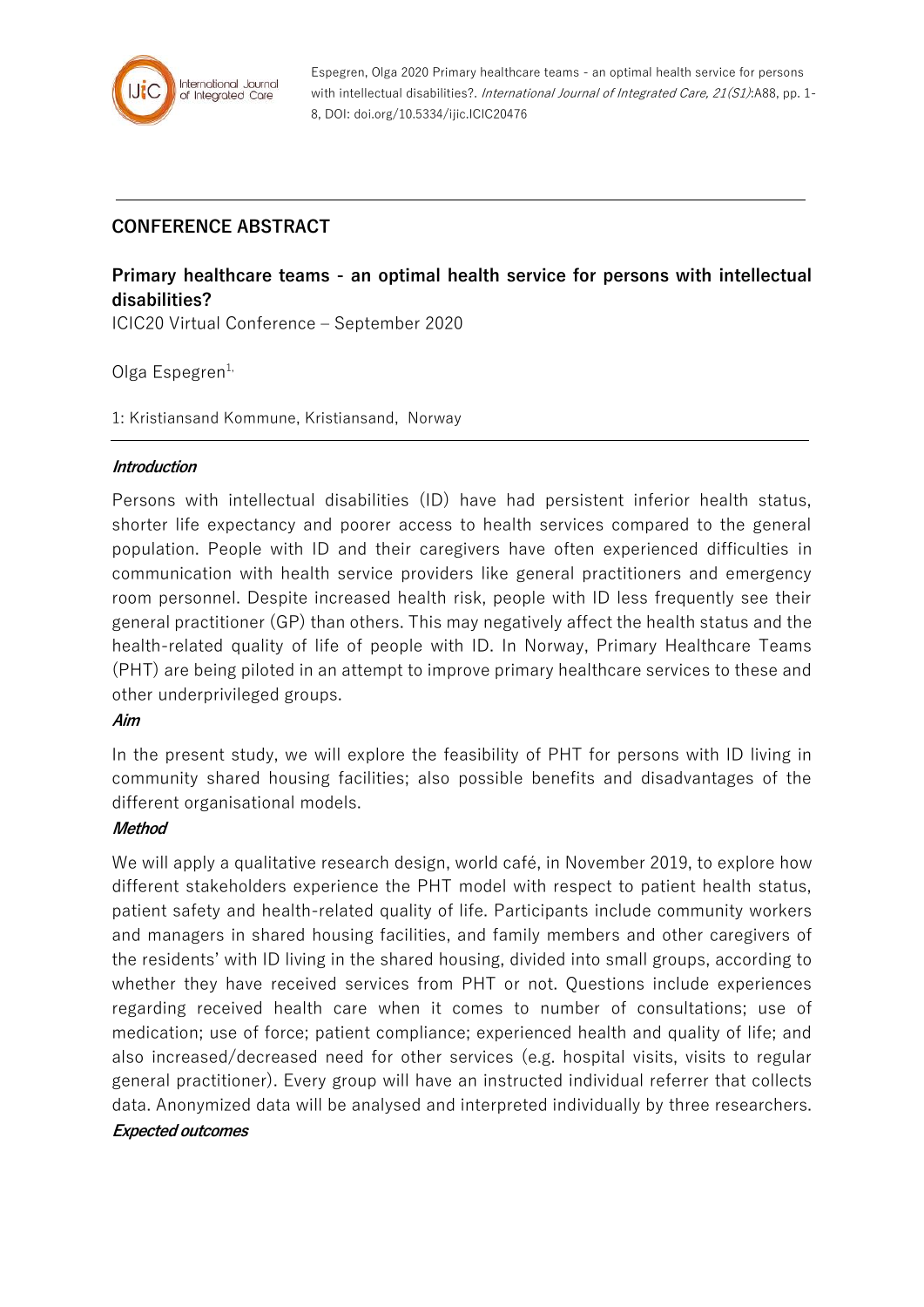Espegren, Olga 2020 Primary healthcare teams - an optimal health service for persons with intellectual disabilities?. *International Journal of Integrated Care, 21(S1)*:A88, pp. 1-8, DOI: doi.org/10.5334/ijic.ICIC20476

## CONFERENCE ABSTRACT

# Primary healthcare teams - an optimal health service for persons with intellectual disabilities?

ICIC20 Virtual Conference – September 2020

Olga Espegren[1,]

1: Kristiansand Kommune, Kristiansand, Norway

### *Introduction*

Persons with intellectual disabilities (ID) have had persistent inferior health status, shorter life expectancy and poorer access to health services compared to the general population. People with ID and their caregivers have often experienced difficulties in communication with health service providers like general practitioners and emergency room personnel. Despite increased health risk, people with ID less frequently see their general practitioner (GP) than others. This may negatively affect the health status and the health-related quality of life of people with ID. In Norway, Primary Healthcare Teams (PHT) are being piloted in an attempt to improve primary healthcare services to these and other underprivileged groups.

### *Aim*

In the present study, we will explore the feasibility of PHT for persons with ID living in community shared housing facilities; also possible benefits and disadvantages of the different organisational models.

### *Method*

We will apply a qualitative research design, world café, in November 2019, to explore how different stakeholders experience the PHT model with respect to patient health status, patient safety and health-related quality of life. Participants include community workers and managers in shared housing facilities, and family members and other caregivers of the residents' with ID living in the shared housing, divided into small groups, according to whether they have received services from PHT or not. Questions include experiences regarding received health care when it comes to number of consultations; use of medication; use of force; patient compliance; experienced health and quality of life; and also increased/decreased need for other services (e.g. hospital visits, visits to regular general practitioner). Every group will have an instructed individual referrer that collects data. Anonymized data will be analysed and interpreted individually by three researchers.

### *Expected outcomes*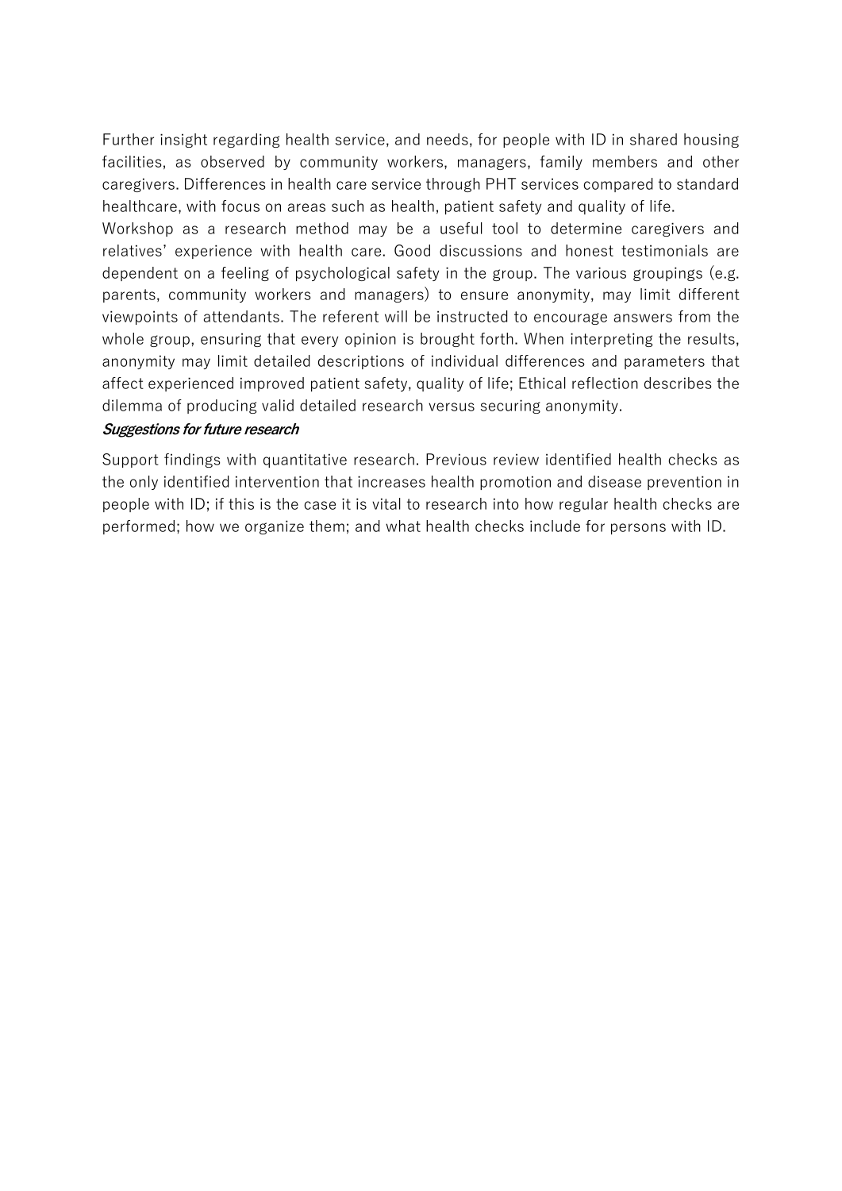Further insight regarding health service, and needs, for people with ID in shared housing facilities, as observed by community workers, managers, family members and other caregivers. Differences in health care service through PHT services compared to standard healthcare, with focus on areas such as health, patient safety and quality of life.

Workshop as a research method may be a useful tool to determine caregivers and relatives' experience with health care. Good discussions and honest testimonials are dependent on a feeling of psychological safety in the group. The various groupings (e.g. parents, community workers and managers) to ensure anonymity, may limit different viewpoints of attendants. The referent will be instructed to encourage answers from the whole group, ensuring that every opinion is brought forth. When interpreting the results, anonymity may limit detailed descriptions of individual differences and parameters that affect experienced improved patient safety, quality of life; Ethical reflection describes the dilemma of producing valid detailed research versus securing anonymity.

***Suggestions for future research***

Support findings with quantitative research. Previous review identified health checks as the only identified intervention that increases health promotion and disease prevention in people with ID; if this is the case it is vital to research into how regular health checks are performed; how we organize them; and what health checks include for persons with ID.